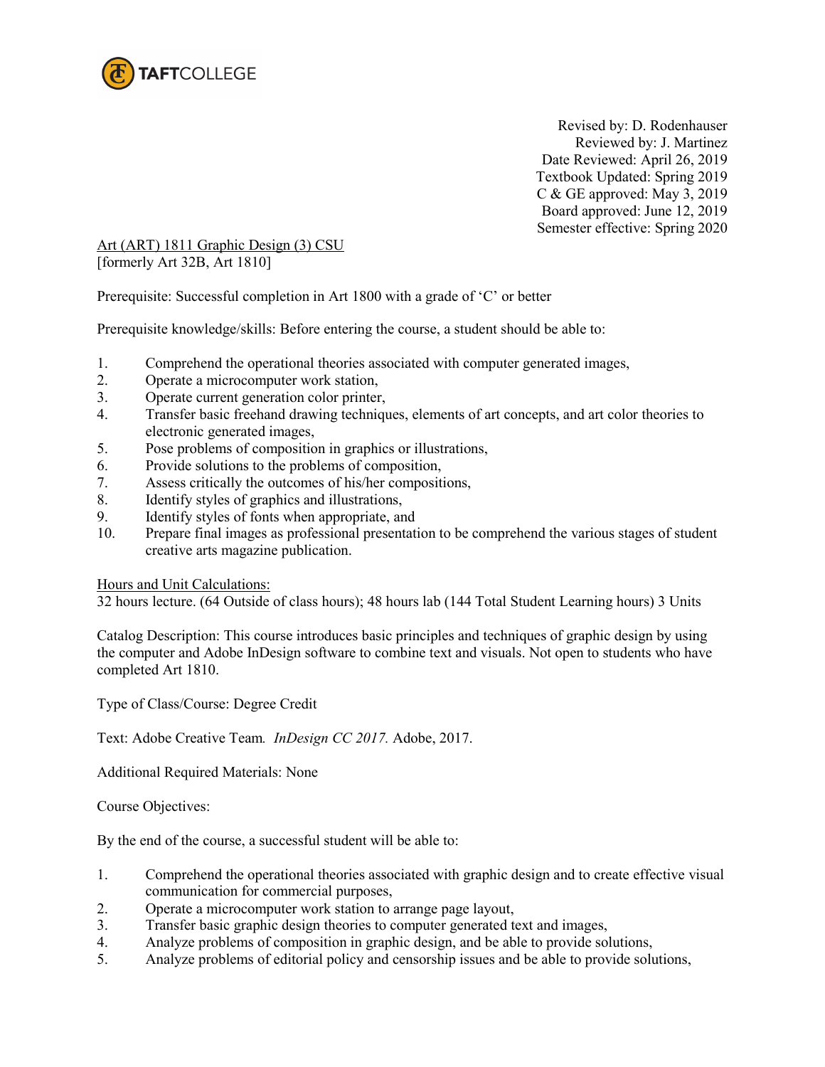TAFTCOLLEGE

Revised by: D. Rodenhauser
Reviewed by: J. Martinez
Date Reviewed: April 26, 2019
Textbook Updated: Spring 2019
C & GE approved: May 3, 2019
Board approved: June 12, 2019
Semester effective: Spring 2020

Art (ART) 1811 Graphic Design (3) CSU
[formerly Art 32B, Art 1810]

Prerequisite: Successful completion in Art 1800 with a grade of 'C' or better

Prerequisite knowledge/skills: Before entering the course, a student should be able to:

1. Comprehend the operational theories associated with computer generated images,
2. Operate a microcomputer work station,
3. Operate current generation color printer,
4. Transfer basic freehand drawing techniques, elements of art concepts, and art color theories to electronic generated images,
5. Pose problems of composition in graphics or illustrations,
6. Provide solutions to the problems of composition,
7. Assess critically the outcomes of his/her compositions,
8. Identify styles of graphics and illustrations,
9. Identify styles of fonts when appropriate, and
10. Prepare final images as professional presentation to be comprehend the various stages of student creative arts magazine publication.

Hours and Unit Calculations:
32 hours lecture. (64 Outside of class hours); 48 hours lab (144 Total Student Learning hours) 3 Units

Catalog Description: This course introduces basic principles and techniques of graphic design by using the computer and Adobe InDesign software to combine text and visuals. Not open to students who have completed Art 1810.

Type of Class/Course: Degree Credit

Text: Adobe Creative Team. *InDesign CC 2017.* Adobe, 2017.

Additional Required Materials: None

Course Objectives:

By the end of the course, a successful student will be able to:

1. Comprehend the operational theories associated with graphic design and to create effective visual communication for commercial purposes,
2. Operate a microcomputer work station to arrange page layout,
3. Transfer basic graphic design theories to computer generated text and images,
4. Analyze problems of composition in graphic design, and be able to provide solutions,
5. Analyze problems of editorial policy and censorship issues and be able to provide solutions,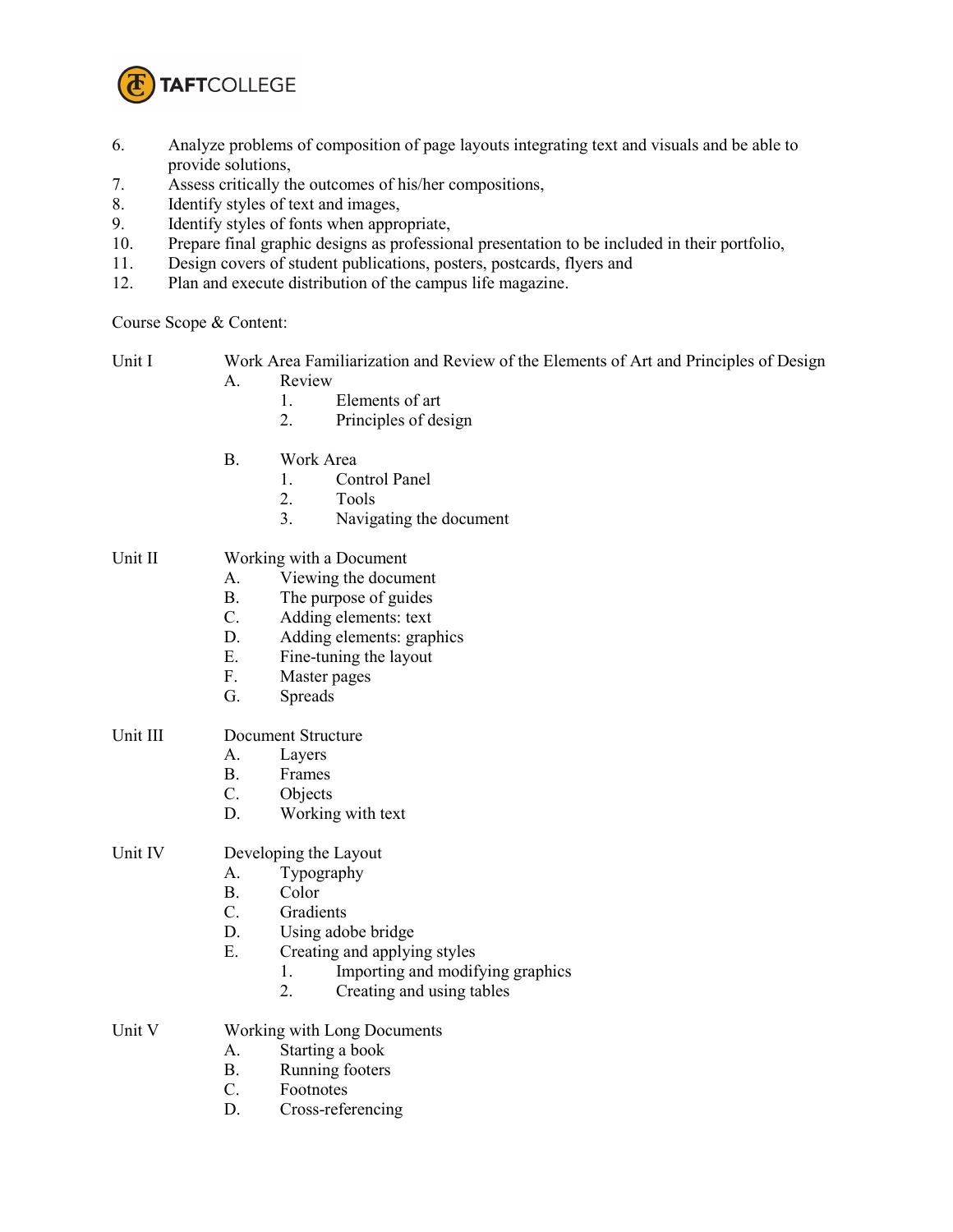6. Analyze problems of composition of page layouts integrating text and visuals and be able to provide solutions,
7. Assess critically the outcomes of his/her compositions,
8. Identify styles of text and images,
9. Identify styles of fonts when appropriate,
10. Prepare final graphic designs as professional presentation to be included in their portfolio,
11. Design covers of student publications, posters, postcards, flyers and
12. Plan and execute distribution of the campus life magazine.

Course Scope & Content:

Unit I Work Area Familiarization and Review of the Elements of Art and Principles of Design

- A. Review
    1. Elements of art
    2. Principles of design
- B. Work Area
    1. Control Panel
    2. Tools
    3. Navigating the document

Unit II Working with a Document

- A. Viewing the document
- B. The purpose of guides
- C. Adding elements: text
- D. Adding elements: graphics
- E. Fine-tuning the layout
- F. Master pages
- G. Spreads

Unit III Document Structure

- A. Layers
- B. Frames
- C. Objects
- D. Working with text

Unit IV Developing the Layout

- A. Typography
- B. Color
- C. Gradients
- D. Using adobe bridge
- E. Creating and applying styles
    1. Importing and modifying graphics
    2. Creating and using tables

Unit V Working with Long Documents

- A. Starting a book
- B. Running footers
- C. Footnotes
- D. Cross-referencing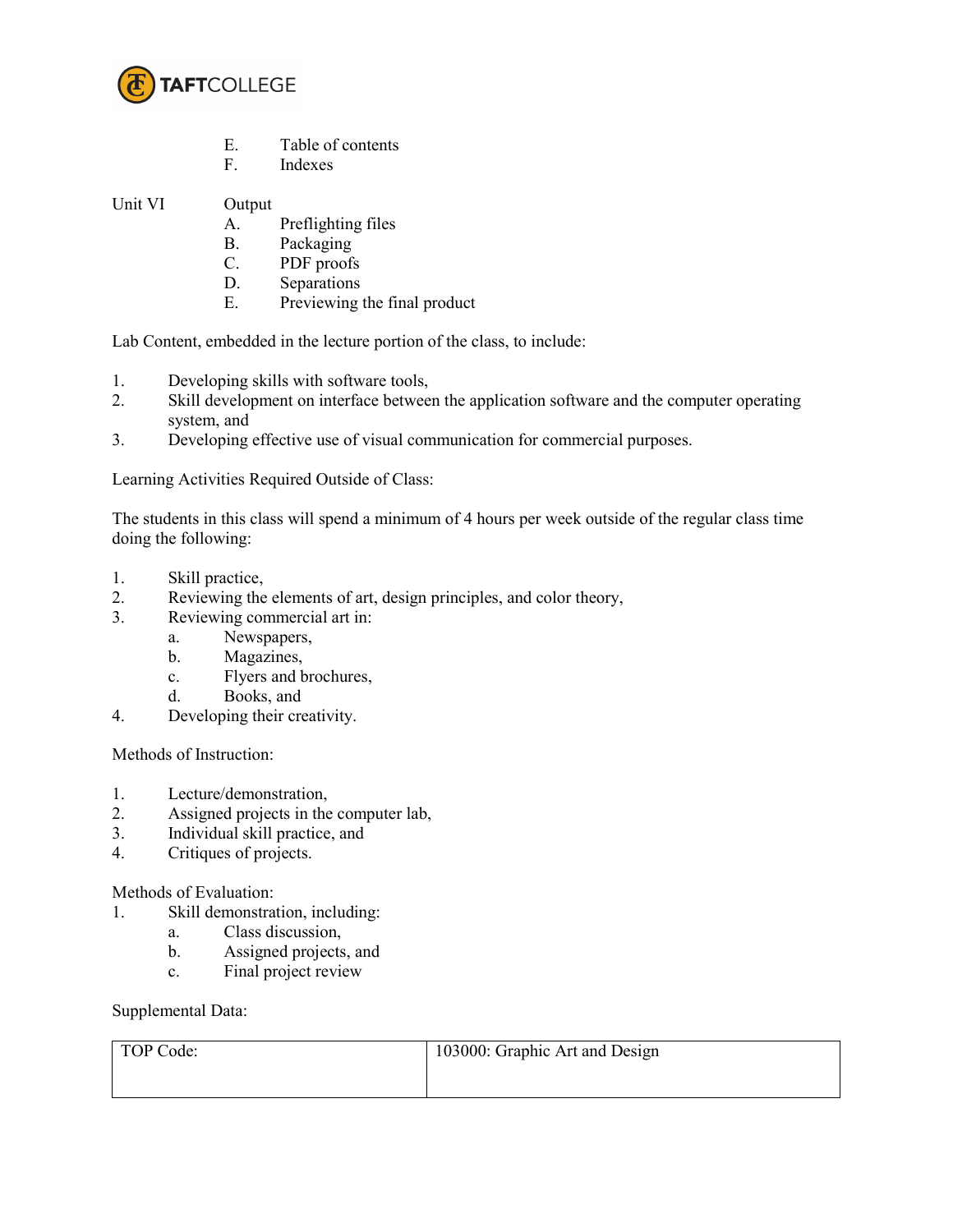E. Table of contents
F. Indexes

Unit VI Output

A. Preflighting files
B. Packaging
C. PDF proofs
D. Separations
E. Previewing the final product

Lab Content, embedded in the lecture portion of the class, to include:

1. Developing skills with software tools,
2. Skill development on interface between the application software and the computer operating system, and
3. Developing effective use of visual communication for commercial purposes.

Learning Activities Required Outside of Class:

The students in this class will spend a minimum of 4 hours per week outside of the regular class time doing the following:

1. Skill practice,
2. Reviewing the elements of art, design principles, and color theory,
3. Reviewing commercial art in:
   a. Newspapers,
   b. Magazines,
   c. Flyers and brochures,
   d. Books, and
4. Developing their creativity.

Methods of Instruction:

1. Lecture/demonstration,
2. Assigned projects in the computer lab,
3. Individual skill practice, and
4. Critiques of projects.

Methods of Evaluation:

1. Skill demonstration, including:
   a. Class discussion,
   b. Assigned projects, and
   c. Final project review

Supplemental Data:

| TOP Code: | 103000: Graphic Art and Design |
|---|---|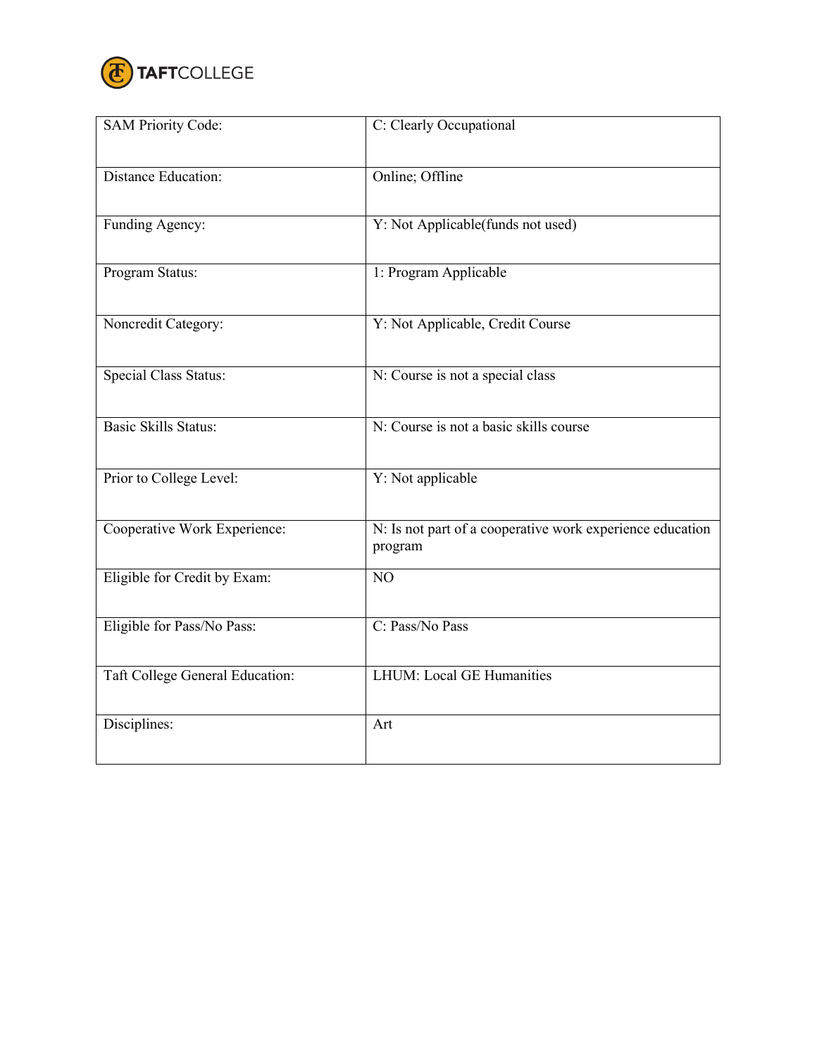| | |
|---|---|
| SAM Priority Code: | C: Clearly Occupational |
| Distance Education: | Online; Offline |
| Funding Agency: | Y: Not Applicable(funds not used) |
| Program Status: | 1: Program Applicable |
| Noncredit Category: | Y: Not Applicable, Credit Course |
| Special Class Status: | N: Course is not a special class |
| Basic Skills Status: | N: Course is not a basic skills course |
| Prior to College Level: | Y: Not applicable |
| Cooperative Work Experience: | N: Is not part of a cooperative work experience education program |
| Eligible for Credit by Exam: | NO |
| Eligible for Pass/No Pass: | C: Pass/No Pass |
| Taft College General Education: | LHUM: Local GE Humanities |
| Disciplines: | Art |